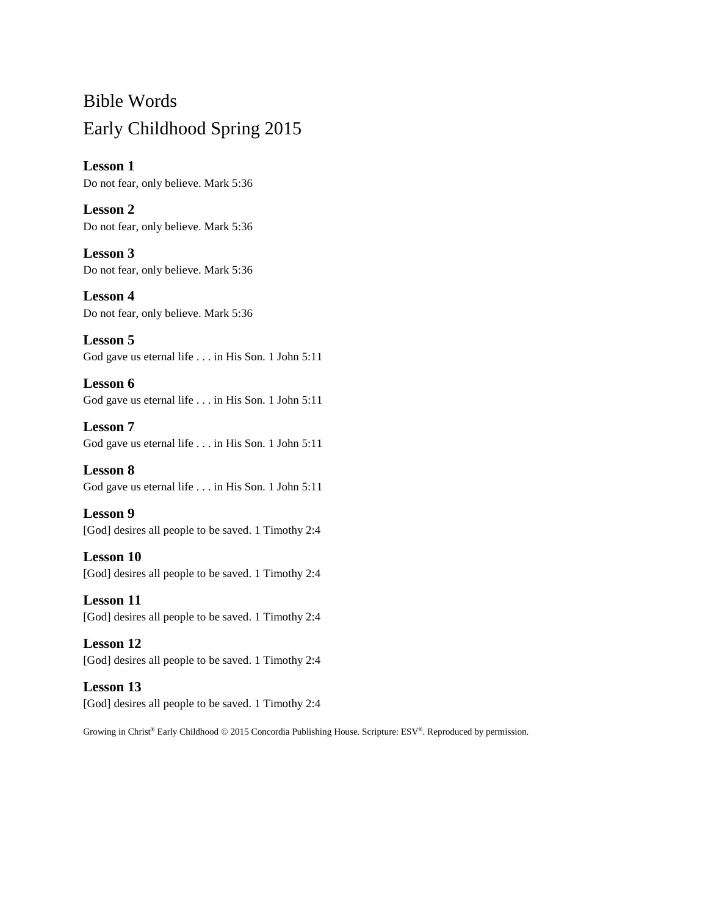# Bible Words

# Early Childhood Spring 2015

**Lesson 1**
Do not fear, only believe. Mark 5:36

**Lesson 2**
Do not fear, only believe. Mark 5:36

**Lesson 3**
Do not fear, only believe. Mark 5:36

**Lesson 4**
Do not fear, only believe. Mark 5:36

**Lesson 5**
God gave us eternal life . . . in His Son. 1 John 5:11

**Lesson 6**
God gave us eternal life . . . in His Son. 1 John 5:11

**Lesson 7**
God gave us eternal life . . . in His Son. 1 John 5:11

**Lesson 8**
God gave us eternal life . . . in His Son. 1 John 5:11

**Lesson 9**
[God] desires all people to be saved. 1 Timothy 2:4

**Lesson 10**
[God] desires all people to be saved. 1 Timothy 2:4

**Lesson 11**
[God] desires all people to be saved. 1 Timothy 2:4

**Lesson 12**
[God] desires all people to be saved. 1 Timothy 2:4

**Lesson 13**
[God] desires all people to be saved. 1 Timothy 2:4

Growing in Christ® Early Childhood © 2015 Concordia Publishing House. Scripture: ESV®. Reproduced by permission.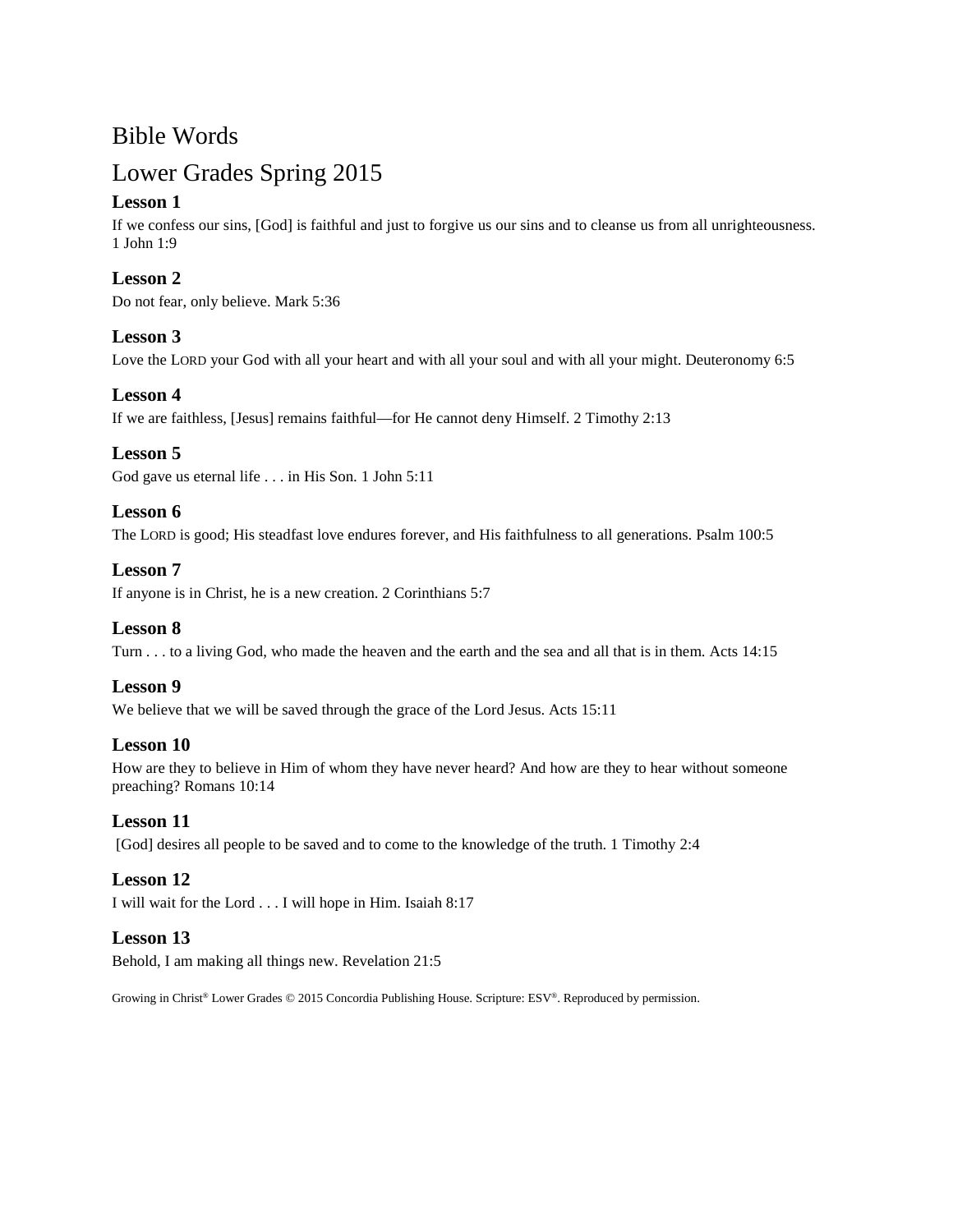# Bible Words

# Lower Grades Spring 2015

### Lesson 1

If we confess our sins, [God] is faithful and just to forgive us our sins and to cleanse us from all unrighteousness. 1 John 1:9

### Lesson 2

Do not fear, only believe. Mark 5:36

### Lesson 3

Love the LORD your God with all your heart and with all your soul and with all your might. Deuteronomy 6:5

### Lesson 4

If we are faithless, [Jesus] remains faithful—for He cannot deny Himself. 2 Timothy 2:13

### Lesson 5

God gave us eternal life . . . in His Son. 1 John 5:11

### Lesson 6

The LORD is good; His steadfast love endures forever, and His faithfulness to all generations. Psalm 100:5

### Lesson 7

If anyone is in Christ, he is a new creation. 2 Corinthians 5:7

### Lesson 8

Turn . . . to a living God, who made the heaven and the earth and the sea and all that is in them. Acts 14:15

### Lesson 9

We believe that we will be saved through the grace of the Lord Jesus. Acts 15:11

### Lesson 10

How are they to believe in Him of whom they have never heard? And how are they to hear without someone preaching? Romans 10:14

### Lesson 11

[God] desires all people to be saved and to come to the knowledge of the truth. 1 Timothy 2:4

### Lesson 12

I will wait for the Lord . . . I will hope in Him. Isaiah 8:17

### Lesson 13

Behold, I am making all things new. Revelation 21:5

Growing in Christ® Lower Grades © 2015 Concordia Publishing House. Scripture: ESV®. Reproduced by permission.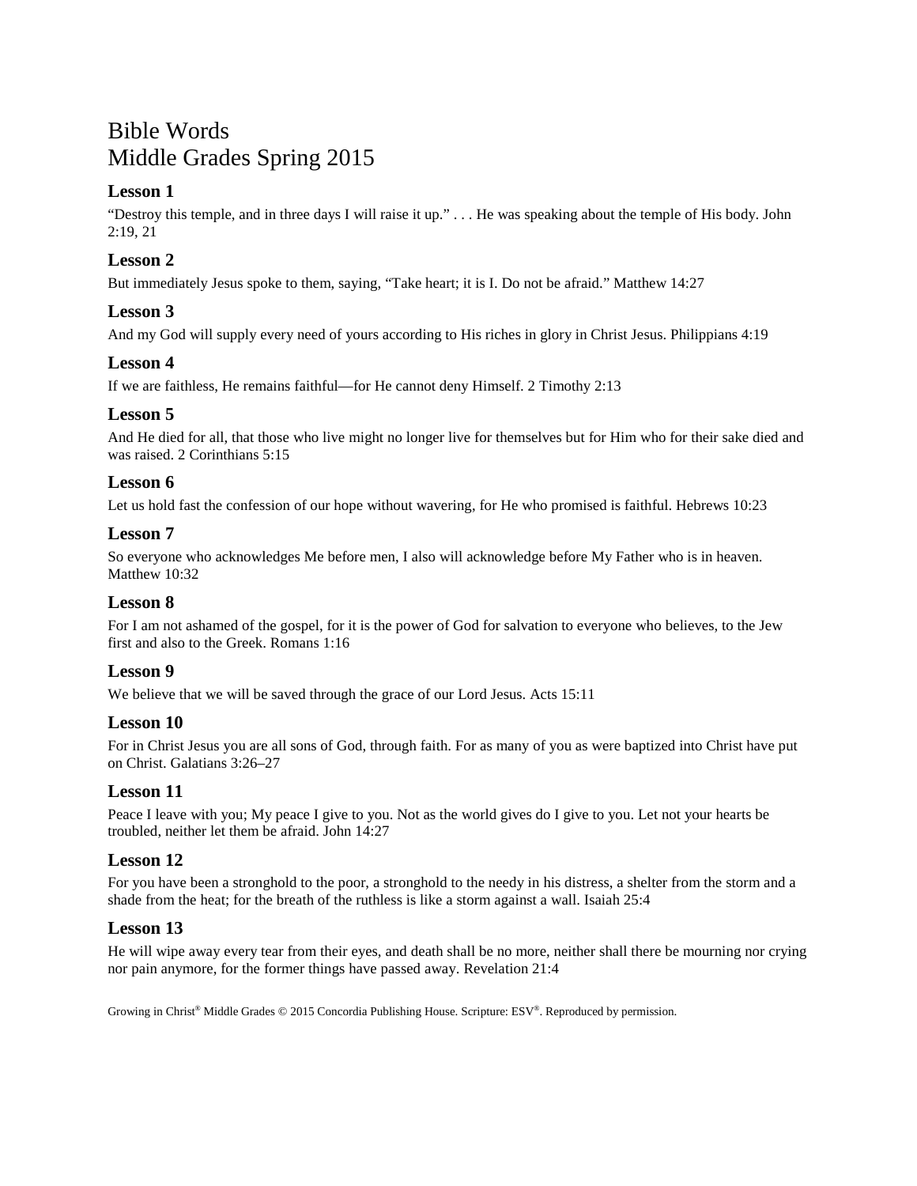# Bible Words
# Middle Grades Spring 2015

### Lesson 1

"Destroy this temple, and in three days I will raise it up." . . . He was speaking about the temple of His body. John 2:19, 21

### Lesson 2

But immediately Jesus spoke to them, saying, "Take heart; it is I. Do not be afraid." Matthew 14:27

### Lesson 3

And my God will supply every need of yours according to His riches in glory in Christ Jesus. Philippians 4:19

### Lesson 4

If we are faithless, He remains faithful—for He cannot deny Himself. 2 Timothy 2:13

### Lesson 5

And He died for all, that those who live might no longer live for themselves but for Him who for their sake died and was raised. 2 Corinthians 5:15

### Lesson 6

Let us hold fast the confession of our hope without wavering, for He who promised is faithful. Hebrews 10:23

### Lesson 7

So everyone who acknowledges Me before men, I also will acknowledge before My Father who is in heaven. Matthew 10:32

### Lesson 8

For I am not ashamed of the gospel, for it is the power of God for salvation to everyone who believes, to the Jew first and also to the Greek. Romans 1:16

### Lesson 9

We believe that we will be saved through the grace of our Lord Jesus. Acts 15:11

### Lesson 10

For in Christ Jesus you are all sons of God, through faith. For as many of you as were baptized into Christ have put on Christ. Galatians 3:26–27

### Lesson 11

Peace I leave with you; My peace I give to you. Not as the world gives do I give to you. Let not your hearts be troubled, neither let them be afraid. John 14:27

### Lesson 12

For you have been a stronghold to the poor, a stronghold to the needy in his distress, a shelter from the storm and a shade from the heat; for the breath of the ruthless is like a storm against a wall. Isaiah 25:4

### Lesson 13

He will wipe away every tear from their eyes, and death shall be no more, neither shall there be mourning nor crying nor pain anymore, for the former things have passed away. Revelation 21:4

Growing in Christ® Middle Grades © 2015 Concordia Publishing House. Scripture: ESV®. Reproduced by permission.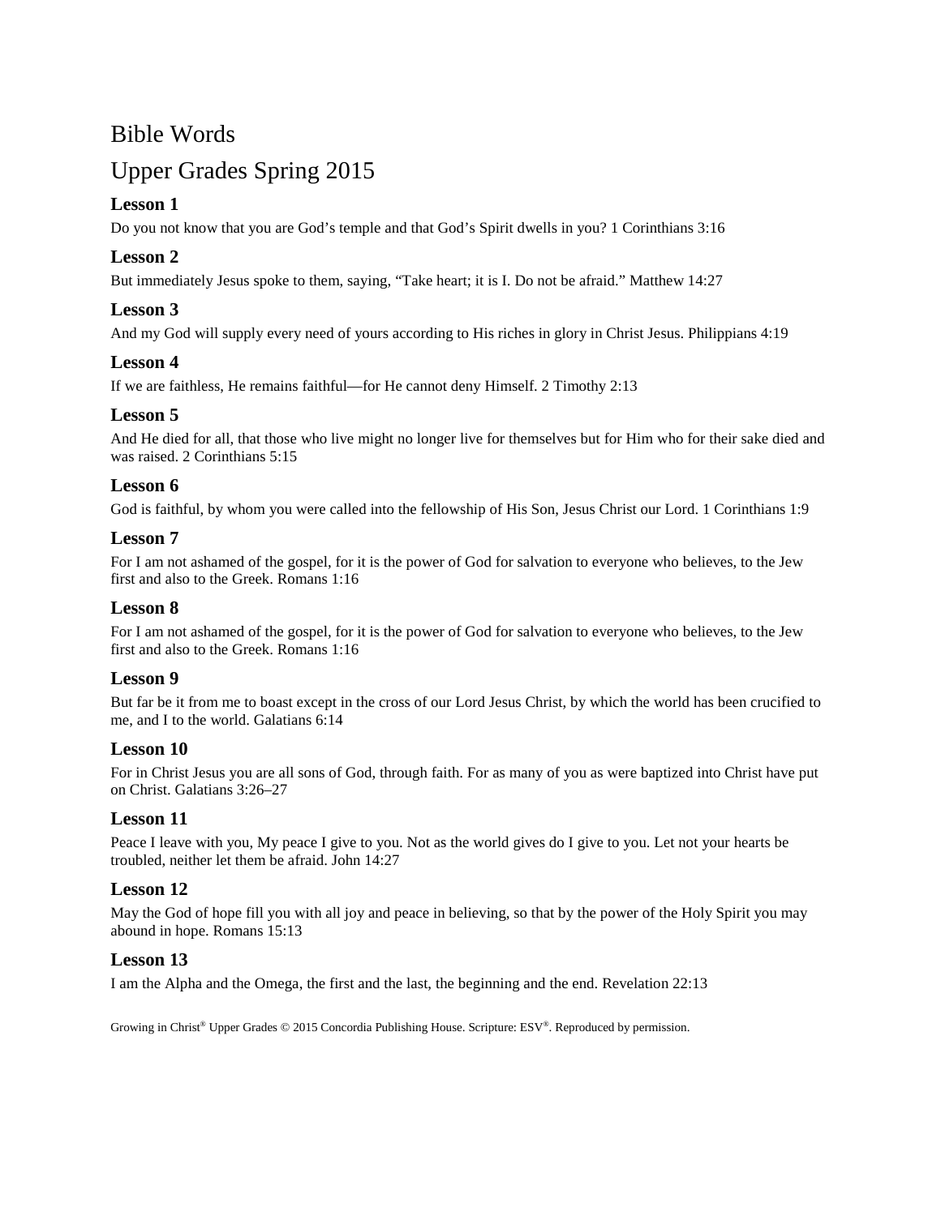# Bible Words

# Upper Grades Spring 2015

### Lesson 1

Do you not know that you are God's temple and that God's Spirit dwells in you? 1 Corinthians 3:16

### Lesson 2

But immediately Jesus spoke to them, saying, "Take heart; it is I. Do not be afraid." Matthew 14:27

### Lesson 3

And my God will supply every need of yours according to His riches in glory in Christ Jesus. Philippians 4:19

### Lesson 4

If we are faithless, He remains faithful—for He cannot deny Himself. 2 Timothy 2:13

### Lesson 5

And He died for all, that those who live might no longer live for themselves but for Him who for their sake died and was raised. 2 Corinthians 5:15

### Lesson 6

God is faithful, by whom you were called into the fellowship of His Son, Jesus Christ our Lord. 1 Corinthians 1:9

### Lesson 7

For I am not ashamed of the gospel, for it is the power of God for salvation to everyone who believes, to the Jew first and also to the Greek. Romans 1:16

### Lesson 8

For I am not ashamed of the gospel, for it is the power of God for salvation to everyone who believes, to the Jew first and also to the Greek. Romans 1:16

### Lesson 9

But far be it from me to boast except in the cross of our Lord Jesus Christ, by which the world has been crucified to me, and I to the world. Galatians 6:14

### Lesson 10

For in Christ Jesus you are all sons of God, through faith. For as many of you as were baptized into Christ have put on Christ. Galatians 3:26–27

### Lesson 11

Peace I leave with you, My peace I give to you. Not as the world gives do I give to you. Let not your hearts be troubled, neither let them be afraid. John 14:27

### Lesson 12

May the God of hope fill you with all joy and peace in believing, so that by the power of the Holy Spirit you may abound in hope. Romans 15:13

### Lesson 13

I am the Alpha and the Omega, the first and the last, the beginning and the end. Revelation 22:13

Growing in Christ® Upper Grades © 2015 Concordia Publishing House. Scripture: ESV®. Reproduced by permission.